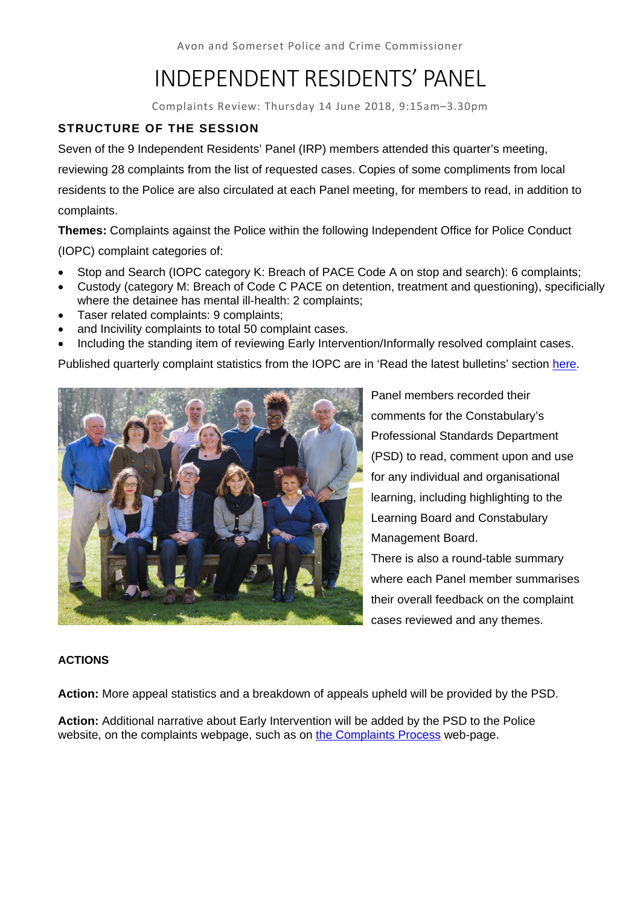Avon and Somerset Police and Crime Commissioner

# INDEPENDENT RESIDENTS' PANEL

Complaints Review: Thursday 14 June 2018, 9:15am–3.30pm

## STRUCTURE OF THE SESSION

Seven of the 9 Independent Residents' Panel (IRP) members attended this quarter's meeting, reviewing 28 complaints from the list of requested cases. Copies of some compliments from local residents to the Police are also circulated at each Panel meeting, for members to read, in addition to complaints.

**Themes:** Complaints against the Police within the following Independent Office for Police Conduct (IOPC) complaint categories of:

- Stop and Search (IOPC category K: Breach of PACE Code A on stop and search): 6 complaints;
- Custody (category M: Breach of Code C PACE on detention, treatment and questioning), specificially where the detainee has mental ill-health: 2 complaints;
- Taser related complaints: 9 complaints;
- and Incivility complaints to total 50 complaint cases.
- Including the standing item of reviewing Early Intervention/Informally resolved complaint cases.

Published quarterly complaint statistics from the IOPC are in 'Read the latest bulletins' section [here](here).

Panel members recorded their comments for the Constabulary's Professional Standards Department (PSD) to read, comment upon and use for any individual and organisational learning, including highlighting to the Learning Board and Constabulary Management Board.

There is also a round-table summary where each Panel member summarises their overall feedback on the complaint cases reviewed and any themes.

**ACTIONS**

**Action:** More appeal statistics and a breakdown of appeals upheld will be provided by the PSD.

**Action:** Additional narrative about Early Intervention will be added by the PSD to the Police website, on the complaints webpage, such as on [the Complaints Process](the Complaints Process) web-page.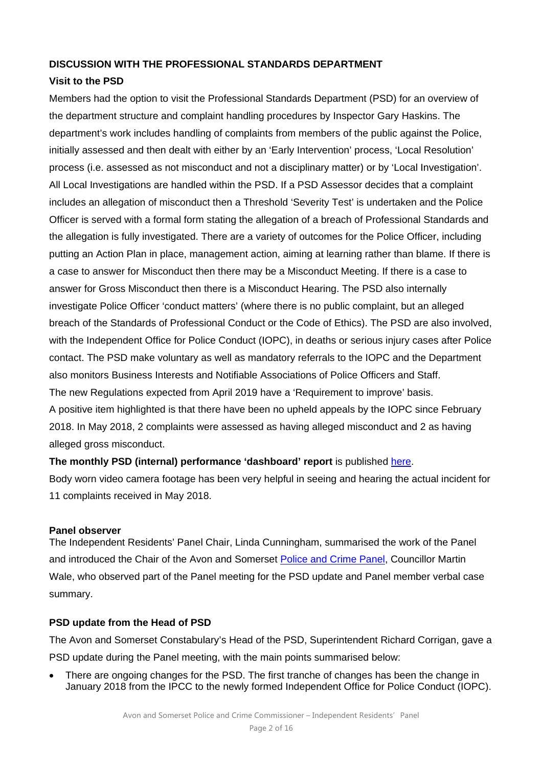**DISCUSSION WITH THE PROFESSIONAL STANDARDS DEPARTMENT**

**Visit to the PSD**

Members had the option to visit the Professional Standards Department (PSD) for an overview of the department structure and complaint handling procedures by Inspector Gary Haskins. The department's work includes handling of complaints from members of the public against the Police, initially assessed and then dealt with either by an 'Early Intervention' process, 'Local Resolution' process (i.e. assessed as not misconduct and not a disciplinary matter) or by 'Local Investigation'. All Local Investigations are handled within the PSD. If a PSD Assessor decides that a complaint includes an allegation of misconduct then a Threshold 'Severity Test' is undertaken and the Police Officer is served with a formal form stating the allegation of a breach of Professional Standards and the allegation is fully investigated. There are a variety of outcomes for the Police Officer, including putting an Action Plan in place, management action, aiming at learning rather than blame. If there is a case to answer for Misconduct then there may be a Misconduct Meeting. If there is a case to answer for Gross Misconduct then there is a Misconduct Hearing. The PSD also internally investigate Police Officer 'conduct matters' (where there is no public complaint, but an alleged breach of the Standards of Professional Conduct or the Code of Ethics). The PSD are also involved, with the Independent Office for Police Conduct (IOPC), in deaths or serious injury cases after Police contact. The PSD make voluntary as well as mandatory referrals to the IOPC and the Department also monitors Business Interests and Notifiable Associations of Police Officers and Staff.

The new Regulations expected from April 2019 have a 'Requirement to improve' basis.

A positive item highlighted is that there have been no upheld appeals by the IOPC since February 2018. In May 2018, 2 complaints were assessed as having alleged misconduct and 2 as having alleged gross misconduct.

**The monthly PSD (internal) performance 'dashboard' report** is published here.

Body worn video camera footage has been very helpful in seeing and hearing the actual incident for 11 complaints received in May 2018.

**Panel observer**

The Independent Residents' Panel Chair, Linda Cunningham, summarised the work of the Panel and introduced the Chair of the Avon and Somerset Police and Crime Panel, Councillor Martin Wale, who observed part of the Panel meeting for the PSD update and Panel member verbal case summary.

**PSD update from the Head of PSD**

The Avon and Somerset Constabulary's Head of the PSD, Superintendent Richard Corrigan, gave a PSD update during the Panel meeting, with the main points summarised below:

- There are ongoing changes for the PSD. The first tranche of changes has been the change in January 2018 from the IPCC to the newly formed Independent Office for Police Conduct (IOPC).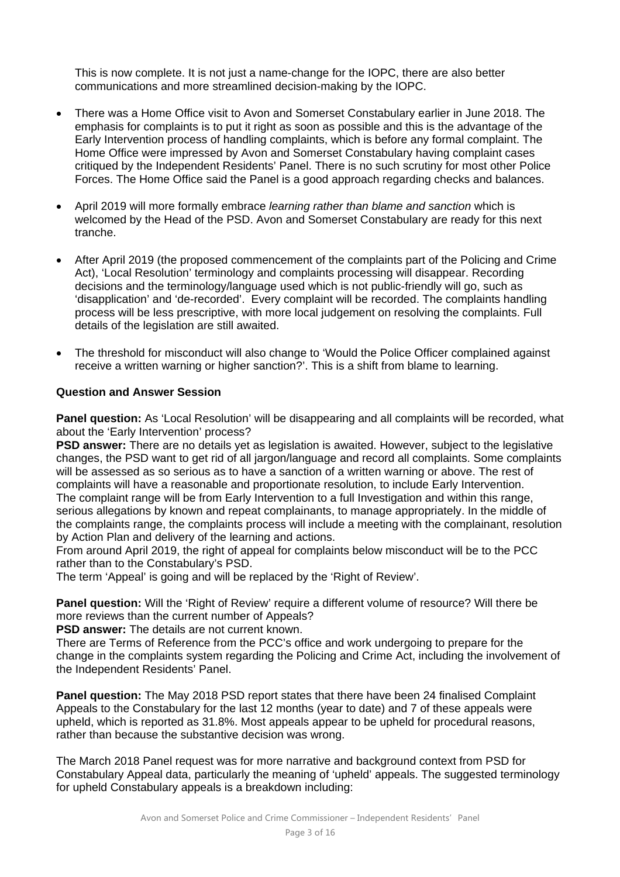This is now complete. It is not just a name-change for the IOPC, there are also better communications and more streamlined decision-making by the IOPC.

- There was a Home Office visit to Avon and Somerset Constabulary earlier in June 2018. The emphasis for complaints is to put it right as soon as possible and this is the advantage of the Early Intervention process of handling complaints, which is before any formal complaint. The Home Office were impressed by Avon and Somerset Constabulary having complaint cases critiqued by the Independent Residents' Panel. There is no such scrutiny for most other Police Forces. The Home Office said the Panel is a good approach regarding checks and balances.
- April 2019 will more formally embrace *learning rather than blame and sanction* which is welcomed by the Head of the PSD. Avon and Somerset Constabulary are ready for this next tranche.
- After April 2019 (the proposed commencement of the complaints part of the Policing and Crime Act), 'Local Resolution' terminology and complaints processing will disappear. Recording decisions and the terminology/language used which is not public-friendly will go, such as 'disapplication' and 'de-recorded'. Every complaint will be recorded. The complaints handling process will be less prescriptive, with more local judgement on resolving the complaints. Full details of the legislation are still awaited.
- The threshold for misconduct will also change to 'Would the Police Officer complained against receive a written warning or higher sanction?'. This is a shift from blame to learning.

**Question and Answer Session**

**Panel question:** As 'Local Resolution' will be disappearing and all complaints will be recorded, what about the 'Early Intervention' process?
**PSD answer:** There are no details yet as legislation is awaited. However, subject to the legislative changes, the PSD want to get rid of all jargon/language and record all complaints. Some complaints will be assessed as so serious as to have a sanction of a written warning or above. The rest of complaints will have a reasonable and proportionate resolution, to include Early Intervention. The complaint range will be from Early Intervention to a full Investigation and within this range, serious allegations by known and repeat complainants, to manage appropriately. In the middle of the complaints range, the complaints process will include a meeting with the complainant, resolution by Action Plan and delivery of the learning and actions.
From around April 2019, the right of appeal for complaints below misconduct will be to the PCC rather than to the Constabulary's PSD.
The term 'Appeal' is going and will be replaced by the 'Right of Review'.

**Panel question:** Will the 'Right of Review' require a different volume of resource? Will there be more reviews than the current number of Appeals?
**PSD answer:** The details are not current known.
There are Terms of Reference from the PCC's office and work undergoing to prepare for the change in the complaints system regarding the Policing and Crime Act, including the involvement of the Independent Residents' Panel.

**Panel question:** The May 2018 PSD report states that there have been 24 finalised Complaint Appeals to the Constabulary for the last 12 months (year to date) and 7 of these appeals were upheld, which is reported as 31.8%. Most appeals appear to be upheld for procedural reasons, rather than because the substantive decision was wrong.

The March 2018 Panel request was for more narrative and background context from PSD for Constabulary Appeal data, particularly the meaning of 'upheld' appeals. The suggested terminology for upheld Constabulary appeals is a breakdown including: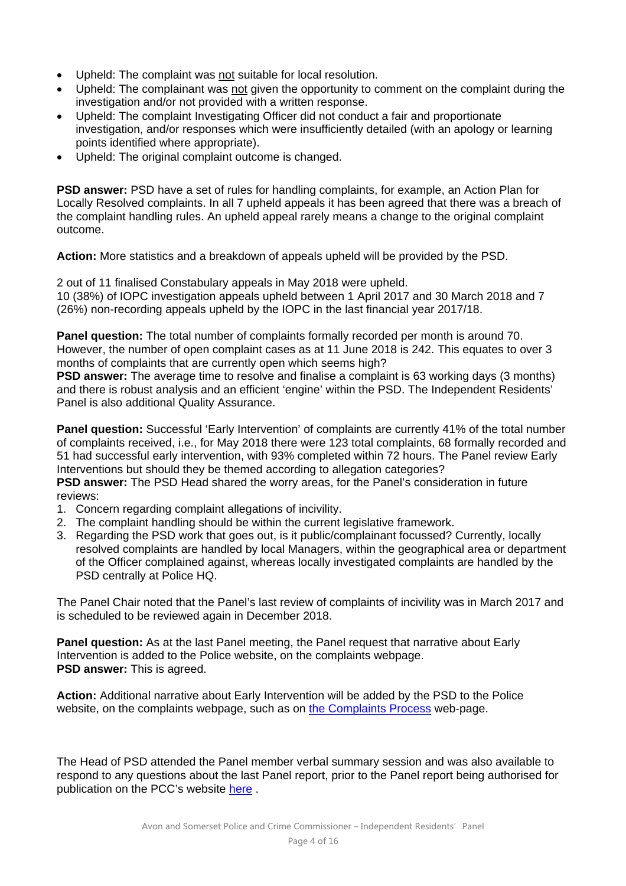- Upheld: The complaint was not suitable for local resolution.
- Upheld: The complainant was not given the opportunity to comment on the complaint during the investigation and/or not provided with a written response.
- Upheld: The complaint Investigating Officer did not conduct a fair and proportionate investigation, and/or responses which were insufficiently detailed (with an apology or learning points identified where appropriate).
- Upheld: The original complaint outcome is changed.

**PSD answer:** PSD have a set of rules for handling complaints, for example, an Action Plan for Locally Resolved complaints. In all 7 upheld appeals it has been agreed that there was a breach of the complaint handling rules. An upheld appeal rarely means a change to the original complaint outcome.

**Action:** More statistics and a breakdown of appeals upheld will be provided by the PSD.

2 out of 11 finalised Constabulary appeals in May 2018 were upheld.
10 (38%) of IOPC investigation appeals upheld between 1 April 2017 and 30 March 2018 and 7 (26%) non-recording appeals upheld by the IOPC in the last financial year 2017/18.

**Panel question:** The total number of complaints formally recorded per month is around 70. However, the number of open complaint cases as at 11 June 2018 is 242. This equates to over 3 months of complaints that are currently open which seems high?
**PSD answer:** The average time to resolve and finalise a complaint is 63 working days (3 months) and there is robust analysis and an efficient 'engine' within the PSD. The Independent Residents' Panel is also additional Quality Assurance.

**Panel question:** Successful 'Early Intervention' of complaints are currently 41% of the total number of complaints received, i.e., for May 2018 there were 123 total complaints, 68 formally recorded and 51 had successful early intervention, with 93% completed within 72 hours. The Panel review Early Interventions but should they be themed according to allegation categories?
**PSD answer:** The PSD Head shared the worry areas, for the Panel's consideration in future reviews:

1. Concern regarding complaint allegations of incivility.
2. The complaint handling should be within the current legislative framework.
3. Regarding the PSD work that goes out, is it public/complainant focussed? Currently, locally resolved complaints are handled by local Managers, within the geographical area or department of the Officer complained against, whereas locally investigated complaints are handled by the PSD centrally at Police HQ.

The Panel Chair noted that the Panel's last review of complaints of incivility was in March 2017 and is scheduled to be reviewed again in December 2018.

**Panel question:** As at the last Panel meeting, the Panel request that narrative about Early Intervention is added to the Police website, on the complaints webpage.
**PSD answer:** This is agreed.

**Action:** Additional narrative about Early Intervention will be added by the PSD to the Police website, on the complaints webpage, such as on [the Complaints Process]() web-page.

The Head of PSD attended the Panel member verbal summary session and was also available to respond to any questions about the last Panel report, prior to the Panel report being authorised for publication on the PCC's website [here]() .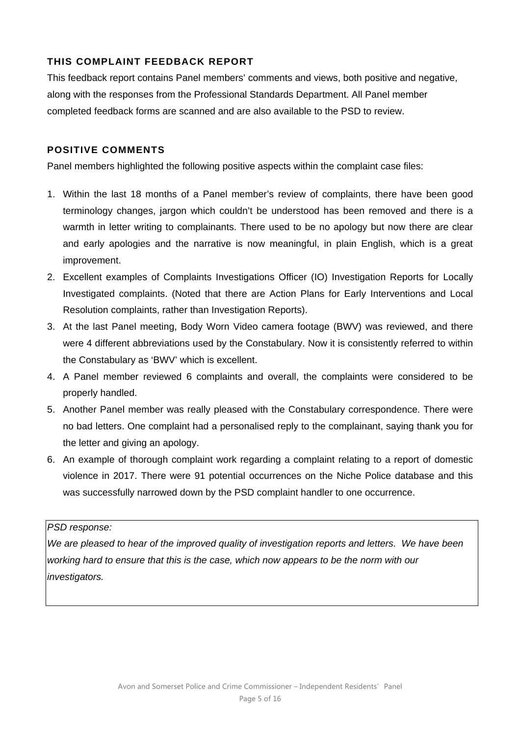## THIS COMPLAINT FEEDBACK REPORT

This feedback report contains Panel members' comments and views, both positive and negative, along with the responses from the Professional Standards Department. All Panel member completed feedback forms are scanned and are also available to the PSD to review.

## POSITIVE COMMENTS

Panel members highlighted the following positive aspects within the complaint case files:

1. Within the last 18 months of a Panel member's review of complaints, there have been good terminology changes, jargon which couldn't be understood has been removed and there is a warmth in letter writing to complainants. There used to be no apology but now there are clear and early apologies and the narrative is now meaningful, in plain English, which is a great improvement.
2. Excellent examples of Complaints Investigations Officer (IO) Investigation Reports for Locally Investigated complaints. (Noted that there are Action Plans for Early Interventions and Local Resolution complaints, rather than Investigation Reports).
3. At the last Panel meeting, Body Worn Video camera footage (BWV) was reviewed, and there were 4 different abbreviations used by the Constabulary. Now it is consistently referred to within the Constabulary as 'BWV' which is excellent.
4. A Panel member reviewed 6 complaints and overall, the complaints were considered to be properly handled.
5. Another Panel member was really pleased with the Constabulary correspondence. There were no bad letters. One complaint had a personalised reply to the complainant, saying thank you for the letter and giving an apology.
6. An example of thorough complaint work regarding a complaint relating to a report of domestic violence in 2017. There were 91 potential occurrences on the Niche Police database and this was successfully narrowed down by the PSD complaint handler to one occurrence.

*PSD response:*

*We are pleased to hear of the improved quality of investigation reports and letters. We have been working hard to ensure that this is the case, which now appears to be the norm with our investigators.*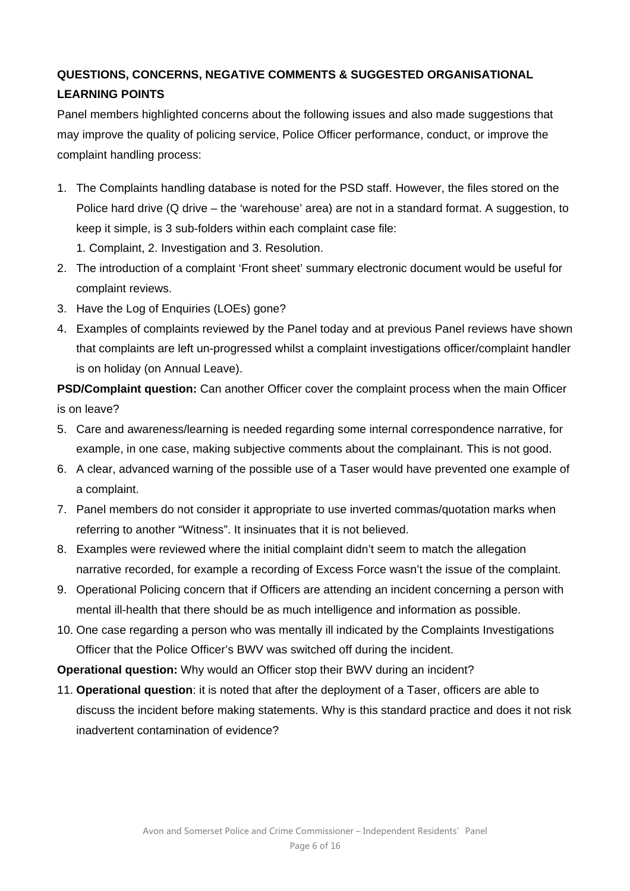**QUESTIONS, CONCERNS, NEGATIVE COMMENTS & SUGGESTED ORGANISATIONAL LEARNING POINTS**

Panel members highlighted concerns about the following issues and also made suggestions that may improve the quality of policing service, Police Officer performance, conduct, or improve the complaint handling process:

1. The Complaints handling database is noted for the PSD staff. However, the files stored on the Police hard drive (Q drive – the 'warehouse' area) are not in a standard format. A suggestion, to keep it simple, is 3 sub-folders within each complaint case file:
   1. Complaint, 2. Investigation and 3. Resolution.
2. The introduction of a complaint 'Front sheet' summary electronic document would be useful for complaint reviews.
3. Have the Log of Enquiries (LOEs) gone?
4. Examples of complaints reviewed by the Panel today and at previous Panel reviews have shown that complaints are left un-progressed whilst a complaint investigations officer/complaint handler is on holiday (on Annual Leave).

**PSD/Complaint question:** Can another Officer cover the complaint process when the main Officer is on leave?

5. Care and awareness/learning is needed regarding some internal correspondence narrative, for example, in one case, making subjective comments about the complainant. This is not good.
6. A clear, advanced warning of the possible use of a Taser would have prevented one example of a complaint.
7. Panel members do not consider it appropriate to use inverted commas/quotation marks when referring to another "Witness". It insinuates that it is not believed.
8. Examples were reviewed where the initial complaint didn't seem to match the allegation narrative recorded, for example a recording of Excess Force wasn't the issue of the complaint.
9. Operational Policing concern that if Officers are attending an incident concerning a person with mental ill-health that there should be as much intelligence and information as possible.
10. One case regarding a person who was mentally ill indicated by the Complaints Investigations Officer that the Police Officer's BWV was switched off during the incident.

**Operational question:** Why would an Officer stop their BWV during an incident?

11. **Operational question**: it is noted that after the deployment of a Taser, officers are able to discuss the incident before making statements. Why is this standard practice and does it not risk inadvertent contamination of evidence?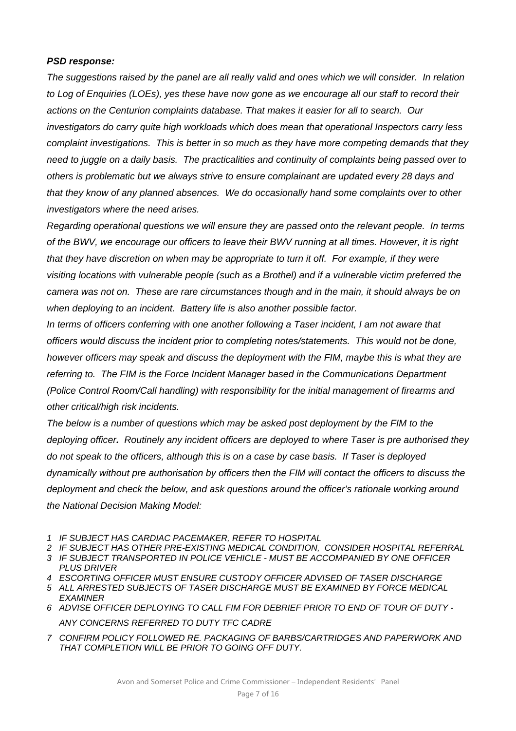***PSD response:***

*The suggestions raised by the panel are all really valid and ones which we will consider. In relation to Log of Enquiries (LOEs), yes these have now gone as we encourage all our staff to record their actions on the Centurion complaints database. That makes it easier for all to search. Our investigators do carry quite high workloads which does mean that operational Inspectors carry less complaint investigations. This is better in so much as they have more competing demands that they need to juggle on a daily basis. The practicalities and continuity of complaints being passed over to others is problematic but we always strive to ensure complainant are updated every 28 days and that they know of any planned absences. We do occasionally hand some complaints over to other investigators where the need arises.*

*Regarding operational questions we will ensure they are passed onto the relevant people. In terms of the BWV, we encourage our officers to leave their BWV running at all times. However, it is right that they have discretion on when may be appropriate to turn it off. For example, if they were visiting locations with vulnerable people (such as a Brothel) and if a vulnerable victim preferred the camera was not on. These are rare circumstances though and in the main, it should always be on when deploying to an incident. Battery life is also another possible factor.*

*In terms of officers conferring with one another following a Taser incident, I am not aware that officers would discuss the incident prior to completing notes/statements. This would not be done, however officers may speak and discuss the deployment with the FIM, maybe this is what they are referring to. The FIM is the Force Incident Manager based in the Communications Department (Police Control Room/Call handling) with responsibility for the initial management of firearms and other critical/high risk incidents.*

*The below is a number of questions which may be asked post deployment by the FIM to the deploying officer**.** Routinely any incident officers are deployed to where Taser is pre authorised they do not speak to the officers, although this is on a case by case basis. If Taser is deployed dynamically without pre authorisation by officers then the FIM will contact the officers to discuss the deployment and check the below, and ask questions around the officer's rationale working around the National Decision Making Model:*

1. *IF SUBJECT HAS CARDIAC PACEMAKER, REFER TO HOSPITAL*
2. *IF SUBJECT HAS OTHER PRE-EXISTING MEDICAL CONDITION, CONSIDER HOSPITAL REFERRAL*
3. *IF SUBJECT TRANSPORTED IN POLICE VEHICLE - MUST BE ACCOMPANIED BY ONE OFFICER PLUS DRIVER*
4. *ESCORTING OFFICER MUST ENSURE CUSTODY OFFICER ADVISED OF TASER DISCHARGE*
5. *ALL ARRESTED SUBJECTS OF TASER DISCHARGE MUST BE EXAMINED BY FORCE MEDICAL EXAMINER*
6. *ADVISE OFFICER DEPLOYING TO CALL FIM FOR DEBRIEF PRIOR TO END OF TOUR OF DUTY - ANY CONCERNS REFERRED TO DUTY TFC CADRE*
7. *CONFIRM POLICY FOLLOWED RE. PACKAGING OF BARBS/CARTRIDGES AND PAPERWORK AND THAT COMPLETION WILL BE PRIOR TO GOING OFF DUTY.*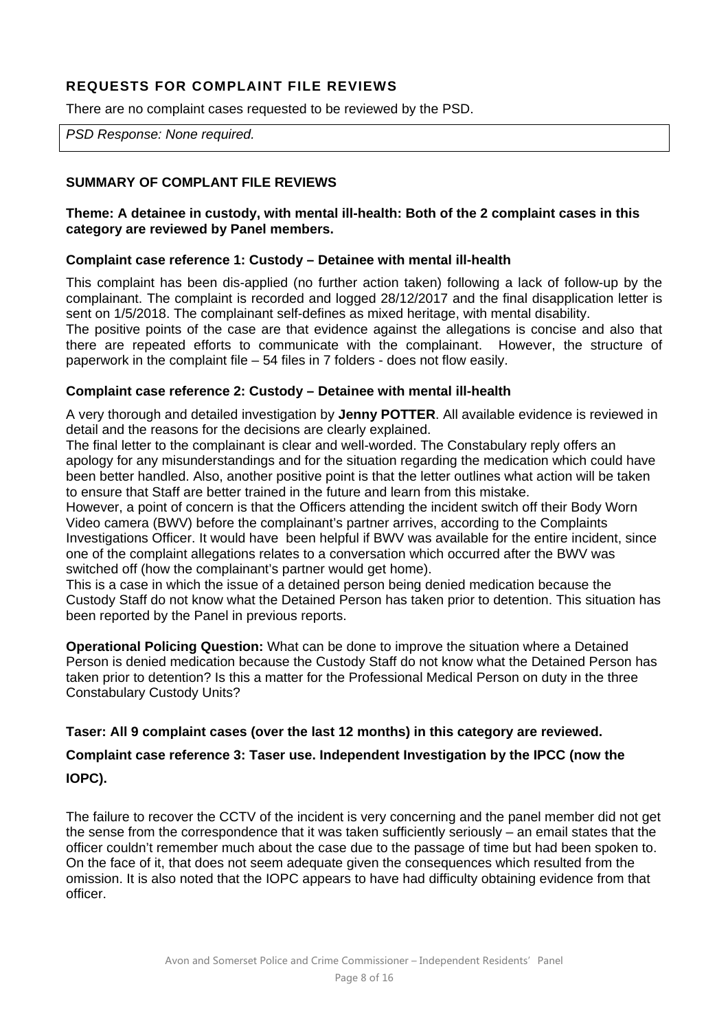## REQUESTS FOR COMPLAINT FILE REVIEWS

There are no complaint cases requested to be reviewed by the PSD.

| *PSD Response: None required.* |
|---|

### SUMMARY OF COMPLANT FILE REVIEWS

**Theme: A detainee in custody, with mental ill-health: Both of the 2 complaint cases in this category are reviewed by Panel members.**

**Complaint case reference 1: Custody – Detainee with mental ill-health**

This complaint has been dis-applied (no further action taken) following a lack of follow-up by the complainant. The complaint is recorded and logged 28/12/2017 and the final disapplication letter is sent on 1/5/2018. The complainant self-defines as mixed heritage, with mental disability.
The positive points of the case are that evidence against the allegations is concise and also that there are repeated efforts to communicate with the complainant. However, the structure of paperwork in the complaint file – 54 files in 7 folders - does not flow easily.

**Complaint case reference 2: Custody – Detainee with mental ill-health**

A very thorough and detailed investigation by **Jenny POTTER**. All available evidence is reviewed in detail and the reasons for the decisions are clearly explained.
The final letter to the complainant is clear and well-worded. The Constabulary reply offers an apology for any misunderstandings and for the situation regarding the medication which could have been better handled. Also, another positive point is that the letter outlines what action will be taken to ensure that Staff are better trained in the future and learn from this mistake.
However, a point of concern is that the Officers attending the incident switch off their Body Worn Video camera (BWV) before the complainant's partner arrives, according to the Complaints Investigations Officer. It would have been helpful if BWV was available for the entire incident, since one of the complaint allegations relates to a conversation which occurred after the BWV was switched off (how the complainant's partner would get home).
This is a case in which the issue of a detained person being denied medication because the Custody Staff do not know what the Detained Person has taken prior to detention. This situation has been reported by the Panel in previous reports.

**Operational Policing Question:** What can be done to improve the situation where a Detained Person is denied medication because the Custody Staff do not know what the Detained Person has taken prior to detention? Is this a matter for the Professional Medical Person on duty in the three Constabulary Custody Units?

**Taser: All 9 complaint cases (over the last 12 months) in this category are reviewed.**

**Complaint case reference 3: Taser use. Independent Investigation by the IPCC (now the IOPC).**

The failure to recover the CCTV of the incident is very concerning and the panel member did not get the sense from the correspondence that it was taken sufficiently seriously – an email states that the officer couldn't remember much about the case due to the passage of time but had been spoken to. On the face of it, that does not seem adequate given the consequences which resulted from the omission. It is also noted that the IOPC appears to have had difficulty obtaining evidence from that officer.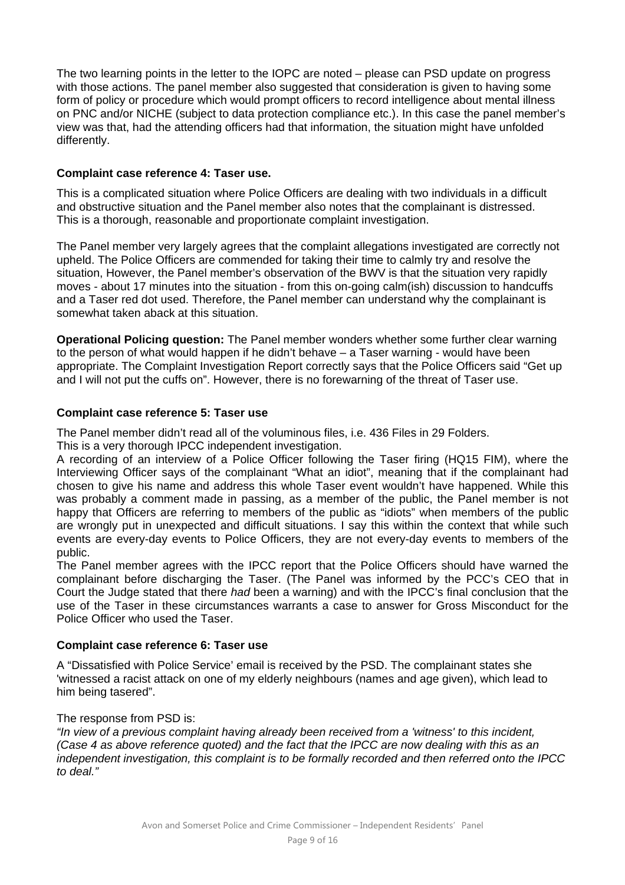The two learning points in the letter to the IOPC are noted – please can PSD update on progress with those actions. The panel member also suggested that consideration is given to having some form of policy or procedure which would prompt officers to record intelligence about mental illness on PNC and/or NICHE (subject to data protection compliance etc.). In this case the panel member's view was that, had the attending officers had that information, the situation might have unfolded differently.

**Complaint case reference 4: Taser use.**

This is a complicated situation where Police Officers are dealing with two individuals in a difficult and obstructive situation and the Panel member also notes that the complainant is distressed. This is a thorough, reasonable and proportionate complaint investigation.

The Panel member very largely agrees that the complaint allegations investigated are correctly not upheld. The Police Officers are commended for taking their time to calmly try and resolve the situation, However, the Panel member's observation of the BWV is that the situation very rapidly moves - about 17 minutes into the situation - from this on-going calm(ish) discussion to handcuffs and a Taser red dot used. Therefore, the Panel member can understand why the complainant is somewhat taken aback at this situation.

**Operational Policing question:** The Panel member wonders whether some further clear warning to the person of what would happen if he didn't behave – a Taser warning - would have been appropriate. The Complaint Investigation Report correctly says that the Police Officers said "Get up and I will not put the cuffs on". However, there is no forewarning of the threat of Taser use.

**Complaint case reference 5: Taser use**

The Panel member didn't read all of the voluminous files, i.e. 436 Files in 29 Folders.
This is a very thorough IPCC independent investigation.
A recording of an interview of a Police Officer following the Taser firing (HQ15 FIM), where the Interviewing Officer says of the complainant "What an idiot", meaning that if the complainant had chosen to give his name and address this whole Taser event wouldn't have happened. While this was probably a comment made in passing, as a member of the public, the Panel member is not happy that Officers are referring to members of the public as "idiots" when members of the public are wrongly put in unexpected and difficult situations. I say this within the context that while such events are every-day events to Police Officers, they are not every-day events to members of the public.
The Panel member agrees with the IPCC report that the Police Officers should have warned the complainant before discharging the Taser. (The Panel was informed by the PCC's CEO that in Court the Judge stated that there *had* been a warning) and with the IPCC's final conclusion that the use of the Taser in these circumstances warrants a case to answer for Gross Misconduct for the Police Officer who used the Taser.

**Complaint case reference 6: Taser use**

A "Dissatisfied with Police Service' email is received by the PSD. The complainant states she 'witnessed a racist attack on one of my elderly neighbours (names and age given), which lead to him being tasered".

The response from PSD is:
*"In view of a previous complaint having already been received from a 'witness' to this incident, (Case 4 as above reference quoted) and the fact that the IPCC are now dealing with this as an independent investigation, this complaint is to be formally recorded and then referred onto the IPCC to deal."*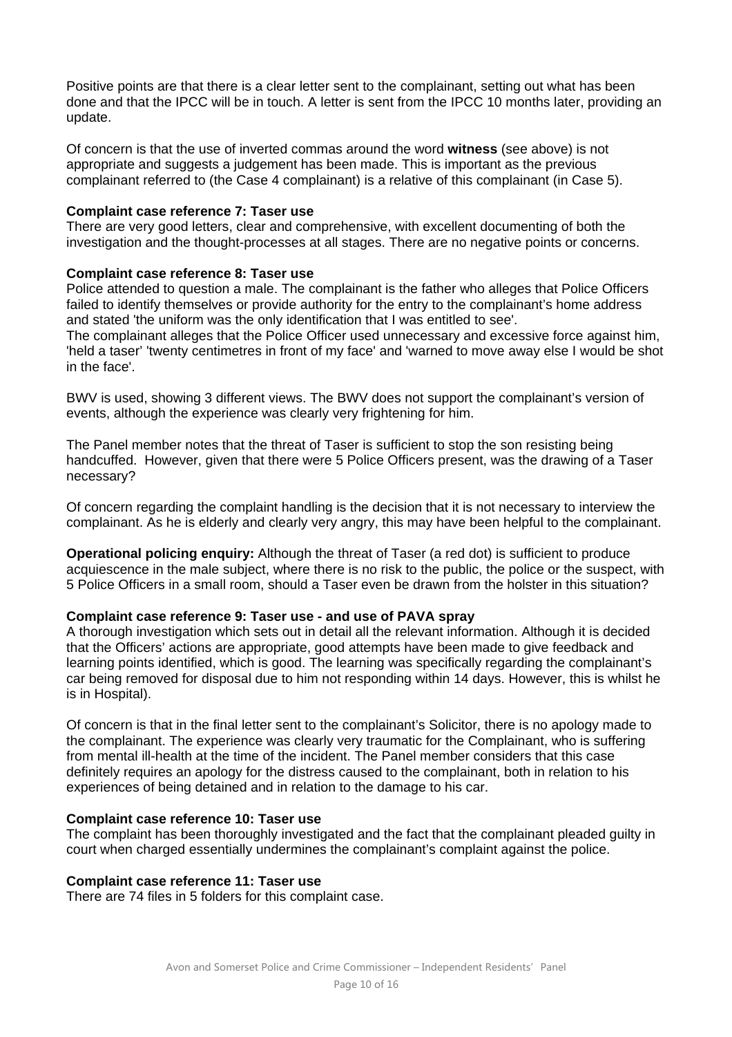Positive points are that there is a clear letter sent to the complainant, setting out what has been done and that the IPCC will be in touch. A letter is sent from the IPCC 10 months later, providing an update.

Of concern is that the use of inverted commas around the word **witness** (see above) is not appropriate and suggests a judgement has been made. This is important as the previous complainant referred to (the Case 4 complainant) is a relative of this complainant (in Case 5).

**Complaint case reference 7: Taser use**
There are very good letters, clear and comprehensive, with excellent documenting of both the investigation and the thought-processes at all stages. There are no negative points or concerns.

**Complaint case reference 8: Taser use**
Police attended to question a male. The complainant is the father who alleges that Police Officers failed to identify themselves or provide authority for the entry to the complainant's home address and stated 'the uniform was the only identification that I was entitled to see'.
The complainant alleges that the Police Officer used unnecessary and excessive force against him, 'held a taser' 'twenty centimetres in front of my face' and 'warned to move away else I would be shot in the face'.

BWV is used, showing 3 different views. The BWV does not support the complainant's version of events, although the experience was clearly very frightening for him.

The Panel member notes that the threat of Taser is sufficient to stop the son resisting being handcuffed. However, given that there were 5 Police Officers present, was the drawing of a Taser necessary?

Of concern regarding the complaint handling is the decision that it is not necessary to interview the complainant. As he is elderly and clearly very angry, this may have been helpful to the complainant.

**Operational policing enquiry:** Although the threat of Taser (a red dot) is sufficient to produce acquiescence in the male subject, where there is no risk to the public, the police or the suspect, with 5 Police Officers in a small room, should a Taser even be drawn from the holster in this situation?

**Complaint case reference 9: Taser use - and use of PAVA spray**
A thorough investigation which sets out in detail all the relevant information. Although it is decided that the Officers' actions are appropriate, good attempts have been made to give feedback and learning points identified, which is good. The learning was specifically regarding the complainant's car being removed for disposal due to him not responding within 14 days. However, this is whilst he is in Hospital).

Of concern is that in the final letter sent to the complainant's Solicitor, there is no apology made to the complainant. The experience was clearly very traumatic for the Complainant, who is suffering from mental ill-health at the time of the incident. The Panel member considers that this case definitely requires an apology for the distress caused to the complainant, both in relation to his experiences of being detained and in relation to the damage to his car.

**Complaint case reference 10: Taser use**
The complaint has been thoroughly investigated and the fact that the complainant pleaded guilty in court when charged essentially undermines the complainant's complaint against the police.

**Complaint case reference 11: Taser use**
There are 74 files in 5 folders for this complaint case.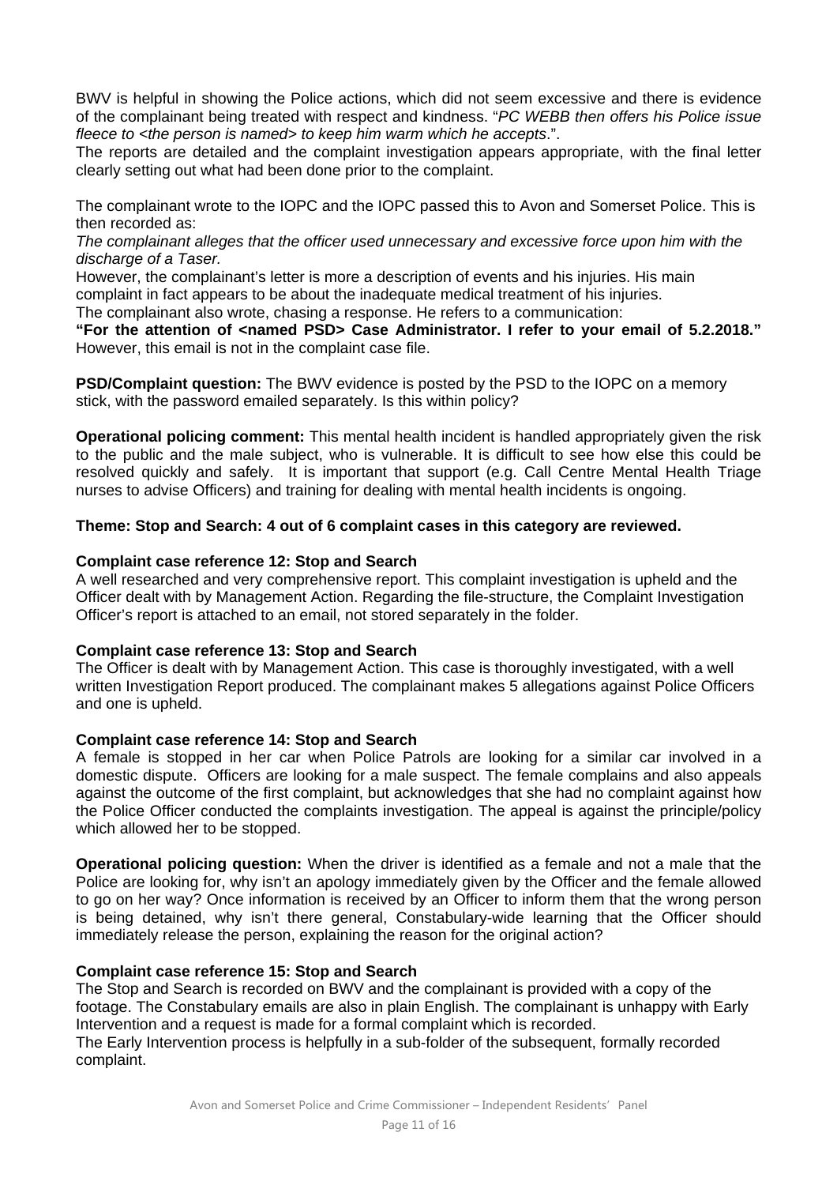BWV is helpful in showing the Police actions, which did not seem excessive and there is evidence of the complainant being treated with respect and kindness. "*PC WEBB then offers his Police issue fleece to <the person is named> to keep him warm which he accepts*.".

The reports are detailed and the complaint investigation appears appropriate, with the final letter clearly setting out what had been done prior to the complaint.

The complainant wrote to the IOPC and the IOPC passed this to Avon and Somerset Police. This is then recorded as:

*The complainant alleges that the officer used unnecessary and excessive force upon him with the discharge of a Taser.*

However, the complainant's letter is more a description of events and his injuries. His main complaint in fact appears to be about the inadequate medical treatment of his injuries.

The complainant also wrote, chasing a response. He refers to a communication:

**"For the attention of <named PSD> Case Administrator. I refer to your email of 5.2.2018."**

However, this email is not in the complaint case file.

**PSD/Complaint question:** The BWV evidence is posted by the PSD to the IOPC on a memory stick, with the password emailed separately. Is this within policy?

**Operational policing comment:** This mental health incident is handled appropriately given the risk to the public and the male subject, who is vulnerable. It is difficult to see how else this could be resolved quickly and safely. It is important that support (e.g. Call Centre Mental Health Triage nurses to advise Officers) and training for dealing with mental health incidents is ongoing.

**Theme: Stop and Search: 4 out of 6 complaint cases in this category are reviewed.**

**Complaint case reference 12: Stop and Search**

A well researched and very comprehensive report. This complaint investigation is upheld and the Officer dealt with by Management Action. Regarding the file-structure, the Complaint Investigation Officer's report is attached to an email, not stored separately in the folder.

**Complaint case reference 13: Stop and Search**

The Officer is dealt with by Management Action. This case is thoroughly investigated, with a well written Investigation Report produced. The complainant makes 5 allegations against Police Officers and one is upheld.

**Complaint case reference 14: Stop and Search**

A female is stopped in her car when Police Patrols are looking for a similar car involved in a domestic dispute. Officers are looking for a male suspect. The female complains and also appeals against the outcome of the first complaint, but acknowledges that she had no complaint against how the Police Officer conducted the complaints investigation. The appeal is against the principle/policy which allowed her to be stopped.

**Operational policing question:** When the driver is identified as a female and not a male that the Police are looking for, why isn't an apology immediately given by the Officer and the female allowed to go on her way? Once information is received by an Officer to inform them that the wrong person is being detained, why isn't there general, Constabulary-wide learning that the Officer should immediately release the person, explaining the reason for the original action?

**Complaint case reference 15: Stop and Search**

The Stop and Search is recorded on BWV and the complainant is provided with a copy of the footage. The Constabulary emails are also in plain English. The complainant is unhappy with Early Intervention and a request is made for a formal complaint which is recorded.

The Early Intervention process is helpfully in a sub-folder of the subsequent, formally recorded complaint.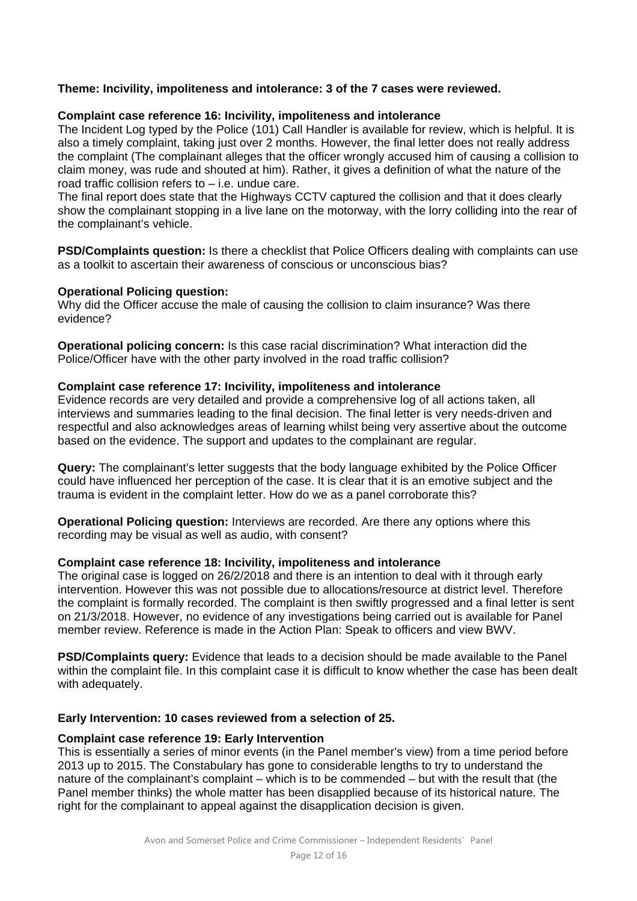**Theme: Incivility, impoliteness and intolerance: 3 of the 7 cases were reviewed.**

**Complaint case reference 16: Incivility, impoliteness and intolerance**

The Incident Log typed by the Police (101) Call Handler is available for review, which is helpful. It is also a timely complaint, taking just over 2 months. However, the final letter does not really address the complaint (The complainant alleges that the officer wrongly accused him of causing a collision to claim money, was rude and shouted at him). Rather, it gives a definition of what the nature of the road traffic collision refers to – i.e. undue care.

The final report does state that the Highways CCTV captured the collision and that it does clearly show the complainant stopping in a live lane on the motorway, with the lorry colliding into the rear of the complainant's vehicle.

**PSD/Complaints question:** Is there a checklist that Police Officers dealing with complaints can use as a toolkit to ascertain their awareness of conscious or unconscious bias?

**Operational Policing question:**

Why did the Officer accuse the male of causing the collision to claim insurance? Was there evidence?

**Operational policing concern:** Is this case racial discrimination? What interaction did the Police/Officer have with the other party involved in the road traffic collision?

**Complaint case reference 17: Incivility, impoliteness and intolerance**

Evidence records are very detailed and provide a comprehensive log of all actions taken, all interviews and summaries leading to the final decision. The final letter is very needs-driven and respectful and also acknowledges areas of learning whilst being very assertive about the outcome based on the evidence. The support and updates to the complainant are regular.

**Query:** The complainant's letter suggests that the body language exhibited by the Police Officer could have influenced her perception of the case. It is clear that it is an emotive subject and the trauma is evident in the complaint letter. How do we as a panel corroborate this?

**Operational Policing question:** Interviews are recorded. Are there any options where this recording may be visual as well as audio, with consent?

**Complaint case reference 18: Incivility, impoliteness and intolerance**

The original case is logged on 26/2/2018 and there is an intention to deal with it through early intervention. However this was not possible due to allocations/resource at district level. Therefore the complaint is formally recorded. The complaint is then swiftly progressed and a final letter is sent on 21/3/2018. However, no evidence of any investigations being carried out is available for Panel member review. Reference is made in the Action Plan: Speak to officers and view BWV.

**PSD/Complaints query:** Evidence that leads to a decision should be made available to the Panel within the complaint file. In this complaint case it is difficult to know whether the case has been dealt with adequately.

**Early Intervention: 10 cases reviewed from a selection of 25.**

**Complaint case reference 19: Early Intervention**

This is essentially a series of minor events (in the Panel member's view) from a time period before 2013 up to 2015. The Constabulary has gone to considerable lengths to try to understand the nature of the complainant's complaint – which is to be commended – but with the result that (the Panel member thinks) the whole matter has been disapplied because of its historical nature. The right for the complainant to appeal against the disapplication decision is given.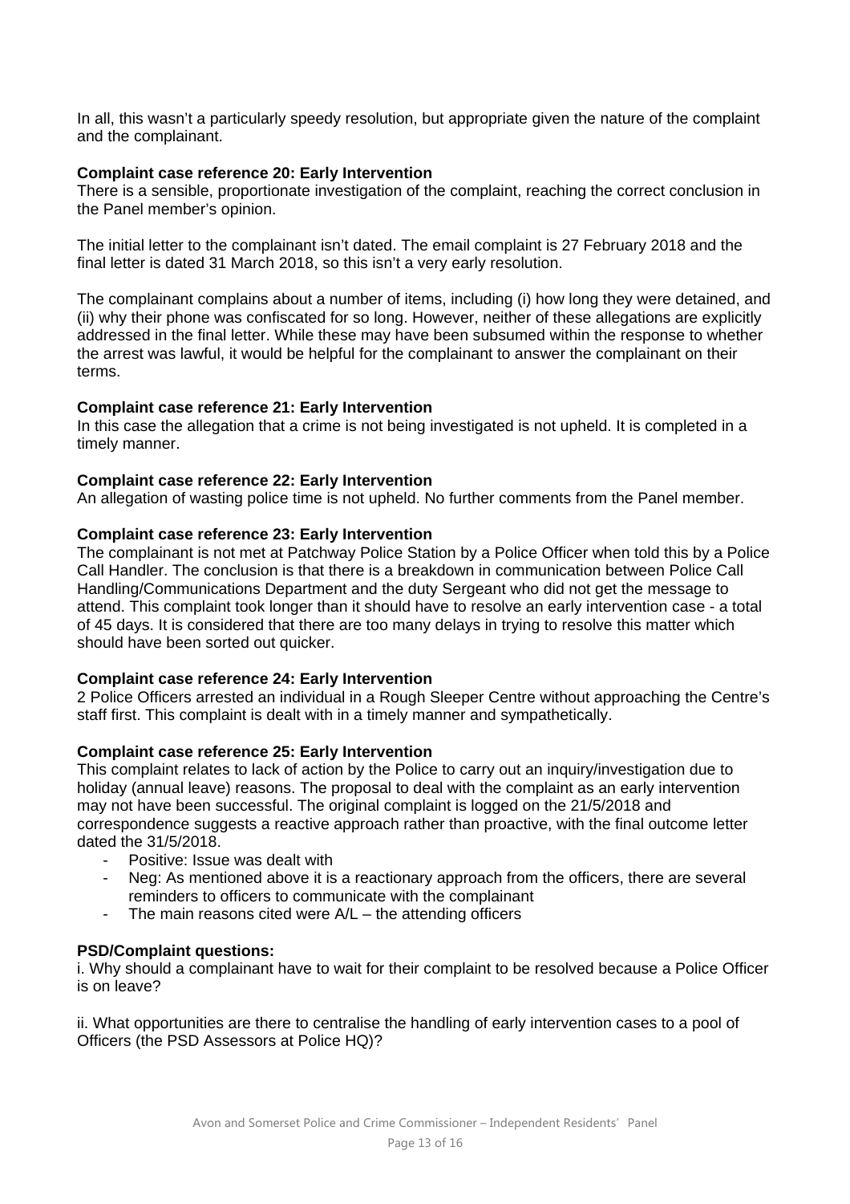In all, this wasn't a particularly speedy resolution, but appropriate given the nature of the complaint and the complainant.

**Complaint case reference 20: Early Intervention**

There is a sensible, proportionate investigation of the complaint, reaching the correct conclusion in the Panel member's opinion.

The initial letter to the complainant isn't dated. The email complaint is 27 February 2018 and the final letter is dated 31 March 2018, so this isn't a very early resolution.

The complainant complains about a number of items, including (i) how long they were detained, and (ii) why their phone was confiscated for so long. However, neither of these allegations are explicitly addressed in the final letter. While these may have been subsumed within the response to whether the arrest was lawful, it would be helpful for the complainant to answer the complainant on their terms.

**Complaint case reference 21: Early Intervention**

In this case the allegation that a crime is not being investigated is not upheld. It is completed in a timely manner.

**Complaint case reference 22: Early Intervention**

An allegation of wasting police time is not upheld. No further comments from the Panel member.

**Complaint case reference 23: Early Intervention**

The complainant is not met at Patchway Police Station by a Police Officer when told this by a Police Call Handler. The conclusion is that there is a breakdown in communication between Police Call Handling/Communications Department and the duty Sergeant who did not get the message to attend. This complaint took longer than it should have to resolve an early intervention case - a total of 45 days. It is considered that there are too many delays in trying to resolve this matter which should have been sorted out quicker.

**Complaint case reference 24: Early Intervention**

2 Police Officers arrested an individual in a Rough Sleeper Centre without approaching the Centre's staff first. This complaint is dealt with in a timely manner and sympathetically.

**Complaint case reference 25: Early Intervention**

This complaint relates to lack of action by the Police to carry out an inquiry/investigation due to holiday (annual leave) reasons. The proposal to deal with the complaint as an early intervention may not have been successful. The original complaint is logged on the 21/5/2018 and correspondence suggests a reactive approach rather than proactive, with the final outcome letter dated the 31/5/2018.

- Positive: Issue was dealt with
- Neg: As mentioned above it is a reactionary approach from the officers, there are several reminders to officers to communicate with the complainant
- The main reasons cited were A/L – the attending officers

**PSD/Complaint questions:**

i. Why should a complainant have to wait for their complaint to be resolved because a Police Officer is on leave?

ii. What opportunities are there to centralise the handling of early intervention cases to a pool of Officers (the PSD Assessors at Police HQ)?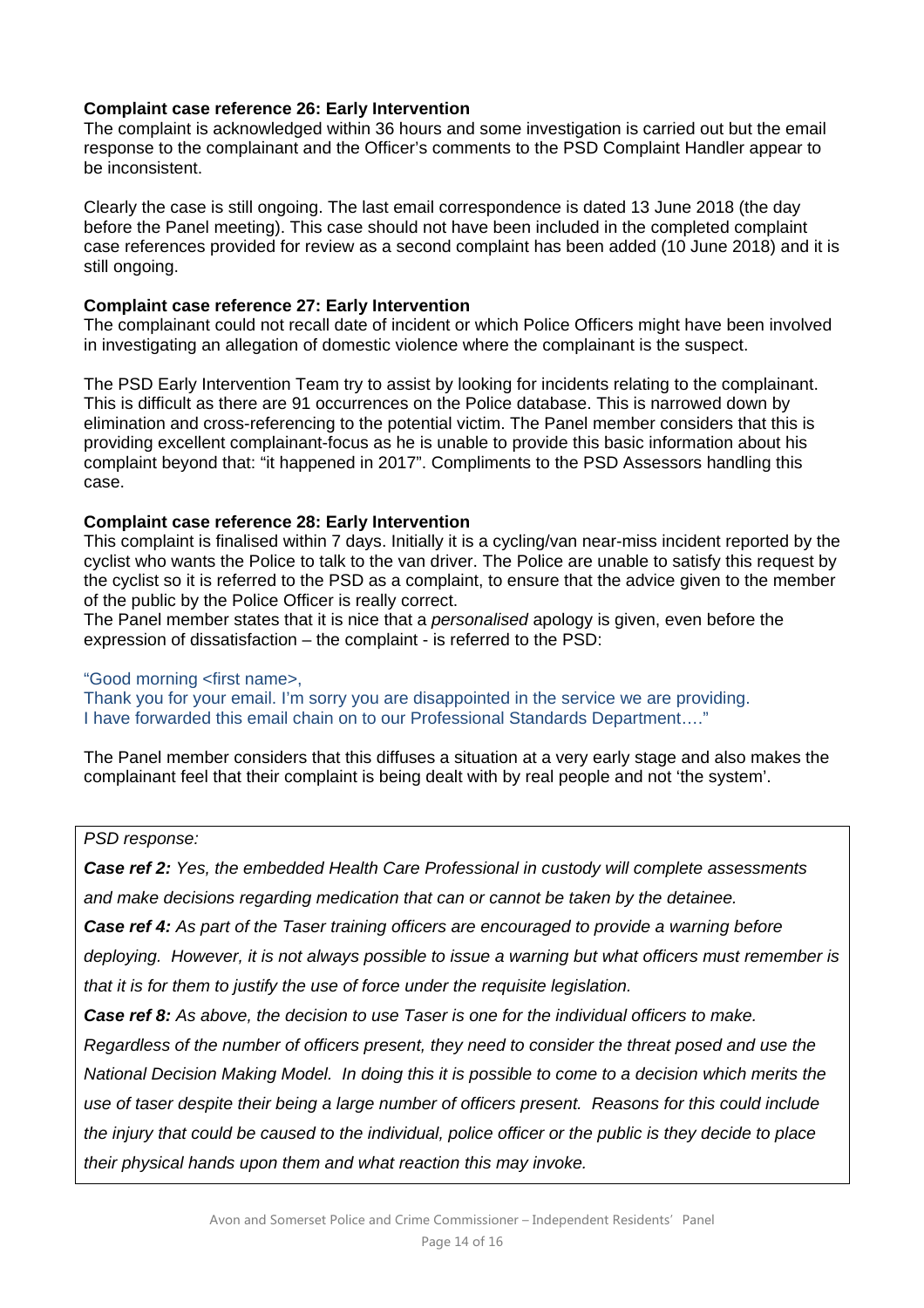**Complaint case reference 26: Early Intervention**

The complaint is acknowledged within 36 hours and some investigation is carried out but the email response to the complainant and the Officer's comments to the PSD Complaint Handler appear to be inconsistent.

Clearly the case is still ongoing. The last email correspondence is dated 13 June 2018 (the day before the Panel meeting). This case should not have been included in the completed complaint case references provided for review as a second complaint has been added (10 June 2018) and it is still ongoing.

**Complaint case reference 27: Early Intervention**

The complainant could not recall date of incident or which Police Officers might have been involved in investigating an allegation of domestic violence where the complainant is the suspect.

The PSD Early Intervention Team try to assist by looking for incidents relating to the complainant. This is difficult as there are 91 occurrences on the Police database. This is narrowed down by elimination and cross-referencing to the potential victim. The Panel member considers that this is providing excellent complainant-focus as he is unable to provide this basic information about his complaint beyond that: "it happened in 2017". Compliments to the PSD Assessors handling this case.

**Complaint case reference 28: Early Intervention**

This complaint is finalised within 7 days. Initially it is a cycling/van near-miss incident reported by the cyclist who wants the Police to talk to the van driver. The Police are unable to satisfy this request by the cyclist so it is referred to the PSD as a complaint, to ensure that the advice given to the member of the public by the Police Officer is really correct.

The Panel member states that it is nice that a *personalised* apology is given, even before the expression of dissatisfaction – the complaint - is referred to the PSD:

"Good morning <first name>,
Thank you for your email. I'm sorry you are disappointed in the service we are providing.
I have forwarded this email chain on to our Professional Standards Department…."

The Panel member considers that this diffuses a situation at a very early stage and also makes the complainant feel that their complaint is being dealt with by real people and not 'the system'.

*PSD response:*

***Case ref 2:*** *Yes, the embedded Health Care Professional in custody will complete assessments and make decisions regarding medication that can or cannot be taken by the detainee.*

***Case ref 4:*** *As part of the Taser training officers are encouraged to provide a warning before deploying. However, it is not always possible to issue a warning but what officers must remember is that it is for them to justify the use of force under the requisite legislation.*

***Case ref 8:*** *As above, the decision to use Taser is one for the individual officers to make. Regardless of the number of officers present, they need to consider the threat posed and use the National Decision Making Model. In doing this it is possible to come to a decision which merits the use of taser despite their being a large number of officers present. Reasons for this could include the injury that could be caused to the individual, police officer or the public is they decide to place their physical hands upon them and what reaction this may invoke.*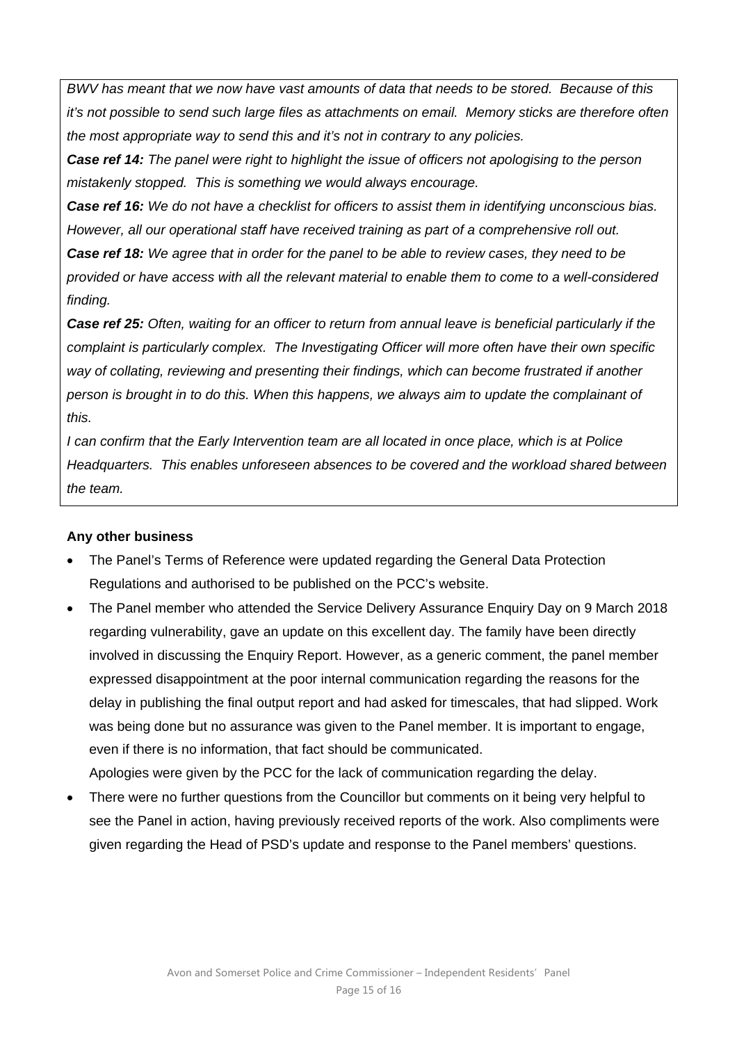*BWV has meant that we now have vast amounts of data that needs to be stored. Because of this it's not possible to send such large files as attachments on email. Memory sticks are therefore often the most appropriate way to send this and it's not in contrary to any policies.*

***Case ref 14:*** *The panel were right to highlight the issue of officers not apologising to the person mistakenly stopped. This is something we would always encourage.*

***Case ref 16:*** *We do not have a checklist for officers to assist them in identifying unconscious bias. However, all our operational staff have received training as part of a comprehensive roll out.*

***Case ref 18:*** *We agree that in order for the panel to be able to review cases, they need to be provided or have access with all the relevant material to enable them to come to a well-considered finding.*

***Case ref 25:*** *Often, waiting for an officer to return from annual leave is beneficial particularly if the complaint is particularly complex. The Investigating Officer will more often have their own specific way of collating, reviewing and presenting their findings, which can become frustrated if another person is brought in to do this. When this happens, we always aim to update the complainant of this.*

*I can confirm that the Early Intervention team are all located in once place, which is at Police Headquarters. This enables unforeseen absences to be covered and the workload shared between the team.*

**Any other business**

- The Panel's Terms of Reference were updated regarding the General Data Protection Regulations and authorised to be published on the PCC's website.
- The Panel member who attended the Service Delivery Assurance Enquiry Day on 9 March 2018 regarding vulnerability, gave an update on this excellent day. The family have been directly involved in discussing the Enquiry Report. However, as a generic comment, the panel member expressed disappointment at the poor internal communication regarding the reasons for the delay in publishing the final output report and had asked for timescales, that had slipped. Work was being done but no assurance was given to the Panel member. It is important to engage, even if there is no information, that fact should be communicated.
  Apologies were given by the PCC for the lack of communication regarding the delay.
- There were no further questions from the Councillor but comments on it being very helpful to see the Panel in action, having previously received reports of the work. Also compliments were given regarding the Head of PSD's update and response to the Panel members' questions.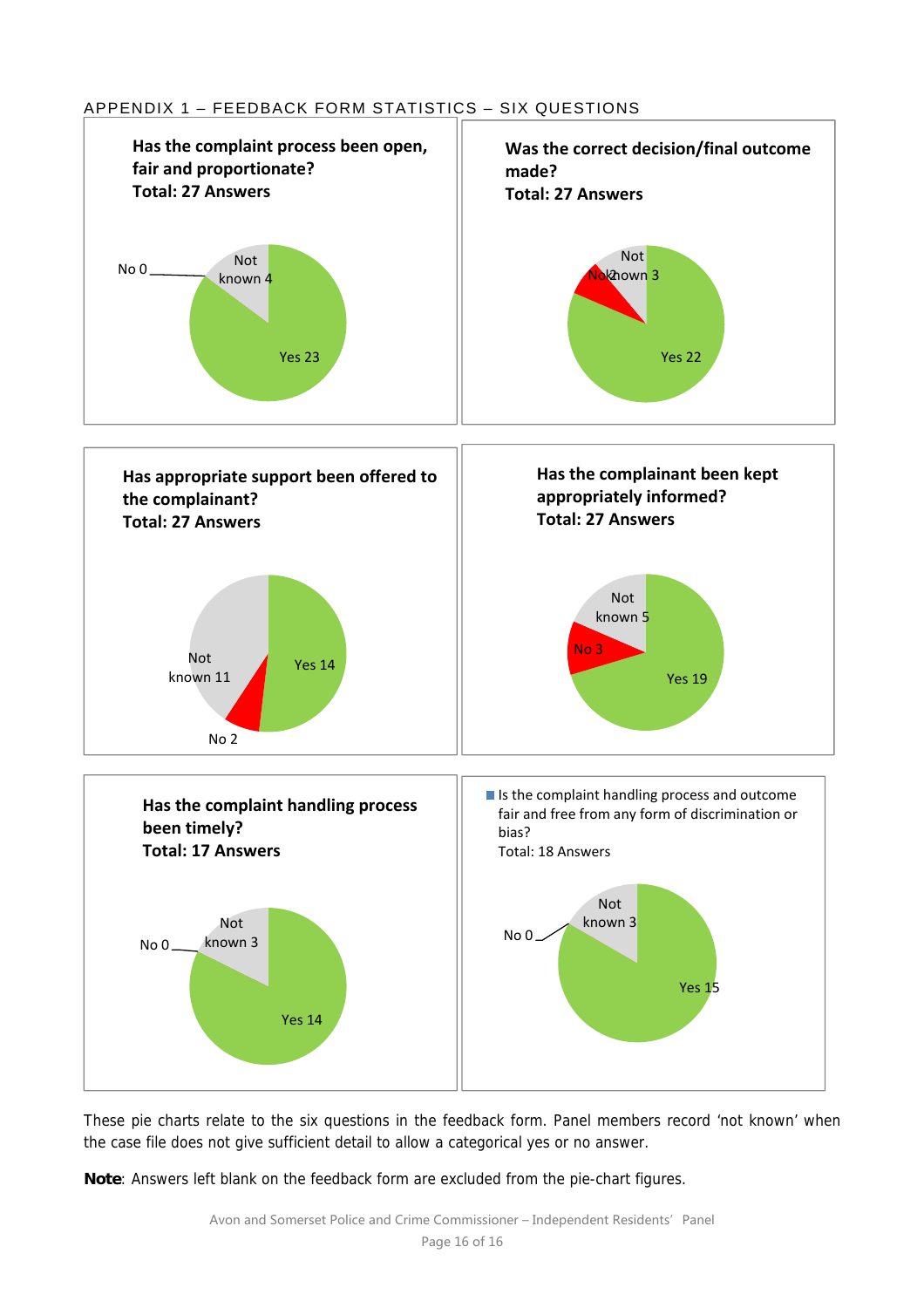APPENDIX 1 – FEEDBACK FORM STATISTICS – SIX QUESTIONS

**Has the complaint process been open, fair and proportionate?**
**Total: 27 Answers**

No 0
Not known 4
Yes 23

**Was the correct decision/final outcome made?**
**Total: 27 Answers**

No 2
Not known 3
Yes 22

**Has appropriate support been offered to the complainant?**
**Total: 27 Answers**

Not known 11
Yes 14
No 2

**Has the complainant been kept appropriately informed?**
**Total: 27 Answers**

Not known 5
No 3
Yes 19

**Has the complaint handling process been timely?**
**Total: 17 Answers**

No 0
Not known 3
Yes 14

Is the complaint handling process and outcome fair and free from any form of discrimination or bias?
Total: 18 Answers

No 0
Not known 3
Yes 15

These pie charts relate to the six questions in the feedback form. Panel members record 'not known' when the case file does not give sufficient detail to allow a categorical yes or no answer.

**Note**: Answers left blank on the feedback form are excluded from the pie-chart figures.